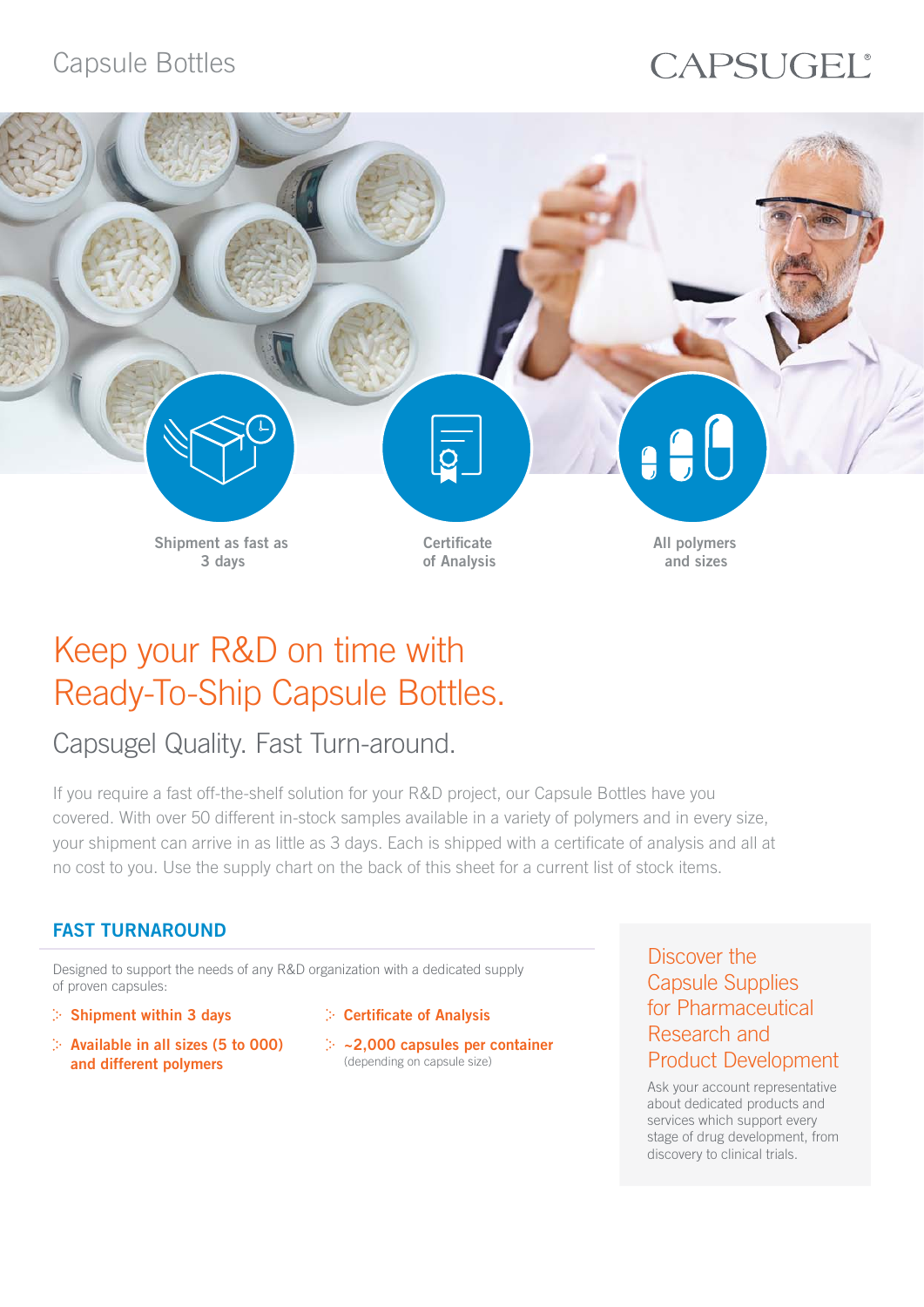Capsule Bottles

CAPSUGEL®

Shipment as fast as 3 days

Certificate of Analysis

All polymers and sizes

# Keep your R&D on time with Ready-To-Ship Capsule Bottles.

## Capsugel Quality. Fast Turn-around.

If you require a fast off-the-shelf solution for your R&D project, our Capsule Bottles have you covered. With over 50 different in-stock samples available in a variety of polymers and in every size, your shipment can arrive in as little as 3 days. Each is shipped with a certificate of analysis and all at no cost to you. Use the supply chart on the back of this sheet for a current list of stock items.

### FAST TURNAROUND

Designed to support the needs of any R&D organization with a dedicated supply of proven capsules:

- **Shipment within 3 days**
- **Available in all sizes (5 to 000) and different polymers**
- **Certificate of Analysis**
- **~2,000 capsules per container** (depending on capsule size)

### Discover the Capsule Supplies for Pharmaceutical Research and Product Development

Ask your account representative about dedicated products and services which support every stage of drug development, from discovery to clinical trials.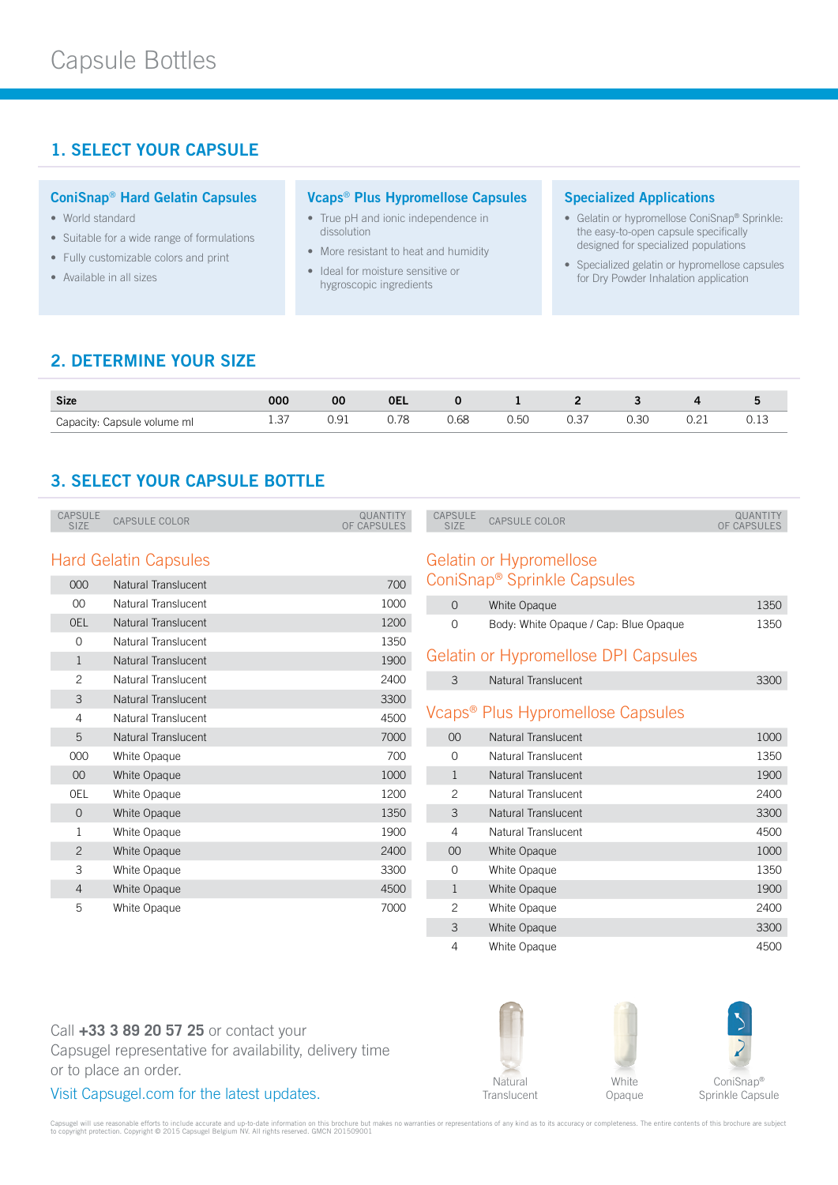# Capsule Bottles

## 1. SELECT YOUR CAPSULE

### ConiSnap® Hard Gelatin Capsules

- World standard
- Suitable for a wide range of formulations
- Fully customizable colors and print
- Available in all sizes

### Vcaps® Plus Hypromellose Capsules

- True pH and ionic independence in dissolution
- More resistant to heat and humidity
- Ideal for moisture sensitive or hygroscopic ingredients

### Specialized Applications

- Gelatin or hypromellose ConiSnap® Sprinkle: the easy-to-open capsule specifically designed for specialized populations
- Specialized gelatin or hypromellose capsules for Dry Powder Inhalation application

## 2. DETERMINE YOUR SIZE

| Size | 000 | 00 | 0EL | 0 | 1 | 2 | 3 | 4 | 5 |
|---|---|---|---|---|---|---|---|---|---|
| Capacity: Capsule volume ml | 1.37 | 0.91 | 0.78 | 0.68 | 0.50 | 0.37 | 0.30 | 0.21 | 0.13 |

## 3. SELECT YOUR CAPSULE BOTTLE

### Hard Gelatin Capsules

| CAPSULE SIZE | CAPSULE COLOR | QUANTITY OF CAPSULES |
|---|---|---|
| 000 | Natural Translucent | 700 |
| 00 | Natural Translucent | 1000 |
| 0EL | Natural Translucent | 1200 |
| 0 | Natural Translucent | 1350 |
| 1 | Natural Translucent | 1900 |
| 2 | Natural Translucent | 2400 |
| 3 | Natural Translucent | 3300 |
| 4 | Natural Translucent | 4500 |
| 5 | Natural Translucent | 7000 |
| 000 | White Opaque | 700 |
| 00 | White Opaque | 1000 |
| 0EL | White Opaque | 1200 |
| 0 | White Opaque | 1350 |
| 1 | White Opaque | 1900 |
| 2 | White Opaque | 2400 |
| 3 | White Opaque | 3300 |
| 4 | White Opaque | 4500 |
| 5 | White Opaque | 7000 |

### Gelatin or Hypromellose ConiSnap® Sprinkle Capsules

| CAPSULE SIZE | CAPSULE COLOR | QUANTITY OF CAPSULES |
|---|---|---|
| 0 | White Opaque | 1350 |
| 0 | Body: White Opaque / Cap: Blue Opaque | 1350 |

### Gelatin or Hypromellose DPI Capsules

| CAPSULE SIZE | CAPSULE COLOR | QUANTITY OF CAPSULES |
|---|---|---|
| 3 | Natural Translucent | 3300 |

### Vcaps® Plus Hypromellose Capsules

| CAPSULE SIZE | CAPSULE COLOR | QUANTITY OF CAPSULES |
|---|---|---|
| 00 | Natural Translucent | 1000 |
| 0 | Natural Translucent | 1350 |
| 1 | Natural Translucent | 1900 |
| 2 | Natural Translucent | 2400 |
| 3 | Natural Translucent | 3300 |
| 4 | Natural Translucent | 4500 |
| 00 | White Opaque | 1000 |
| 0 | White Opaque | 1350 |
| 1 | White Opaque | 1900 |
| 2 | White Opaque | 2400 |
| 3 | White Opaque | 3300 |
| 4 | White Opaque | 4500 |

Call **+33 3 89 20 57 25** or contact your Capsugel representative for availability, delivery time or to place an order.

Visit Capsugel.com for the latest updates.

Natural Translucent

White Opaque

ConiSnap® Sprinkle Capsule

Capsugel will use reasonable efforts to include accurate and up-to-date information on this brochure but makes no warranties or representations of any kind as to its accuracy or completeness. The entire contents of this brochure are subject to copyright protection. Copyright © 2015 Capsugel Belgium NV. All rights reserved. GMCN 201509001